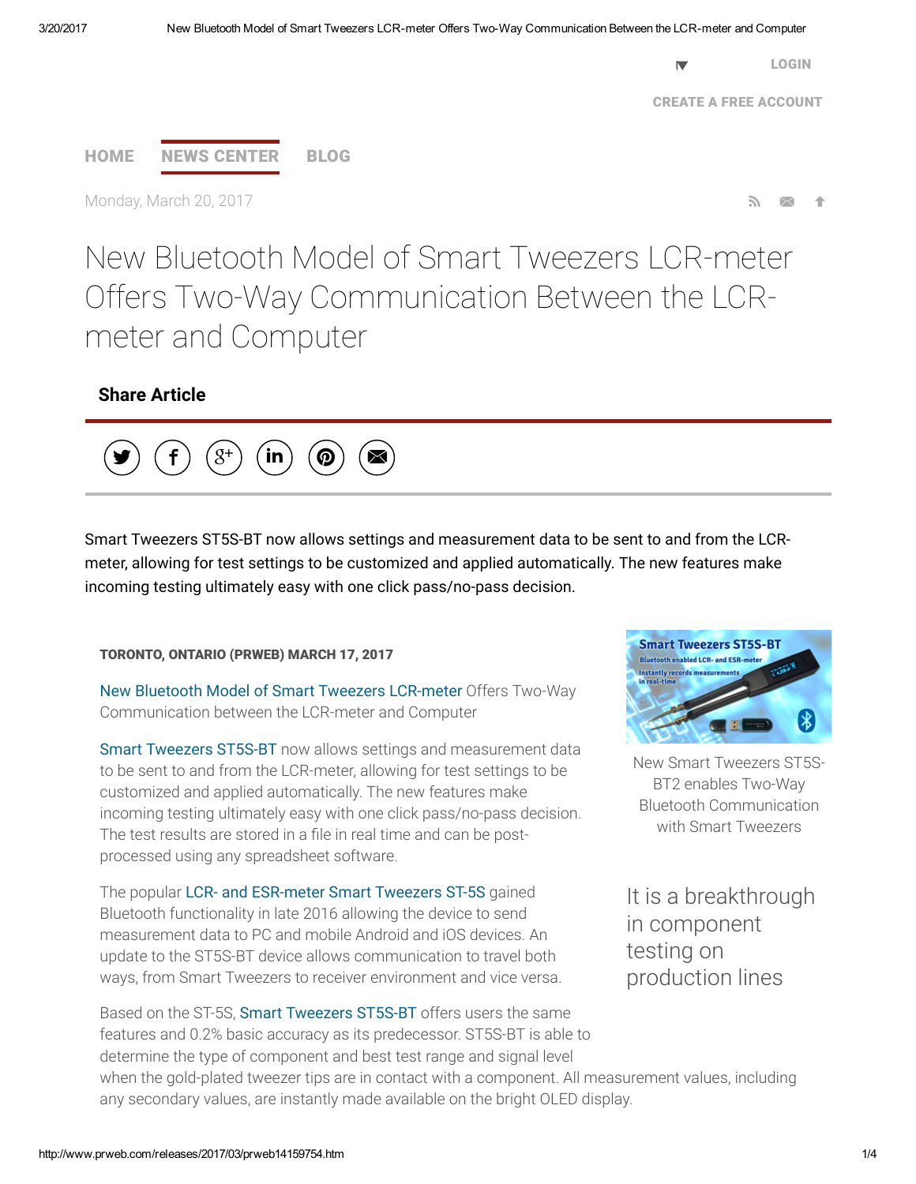LOGIN

CREATE A FREE ACCOUNT

HOME NEWS CENTER BLOG

Monday, March 20, 2017

# New Bluetooth Model of Smart Tweezers LCR-meter Offers Two-Way Communication Between the LCR-meter and Computer

**Share Article**

Smart Tweezers ST5S-BT now allows settings and measurement data to be sent to and from the LCR-meter, allowing for test settings to be customized and applied automatically. The new features make incoming testing ultimately easy with one click pass/no-pass decision.

**TORONTO, ONTARIO (PRWEB) MARCH 17, 2017**

New Bluetooth Model of Smart Tweezers LCR-meter Offers Two-Way Communication between the LCR-meter and Computer

Smart Tweezers ST5S-BT now allows settings and measurement data to be sent to and from the LCR-meter, allowing for test settings to be customized and applied automatically. The new features make incoming testing ultimately easy with one click pass/no-pass decision. The test results are stored in a file in real time and can be post-processed using any spreadsheet software.

New Smart Tweezers ST5S-BT2 enables Two-Way Bluetooth Communication with Smart Tweezers

The popular LCR- and ESR-meter Smart Tweezers ST-5S gained Bluetooth functionality in late 2016 allowing the device to send measurement data to PC and mobile Android and iOS devices. An update to the ST5S-BT device allows communication to travel both ways, from Smart Tweezers to receiver environment and vice versa.

> It is a breakthrough in component testing on production lines

Based on the ST-5S, Smart Tweezers ST5S-BT offers users the same features and 0.2% basic accuracy as its predecessor. ST5S-BT is able to determine the type of component and best test range and signal level when the gold-plated tweezer tips are in contact with a component. All measurement values, including any secondary values, are instantly made available on the bright OLED display.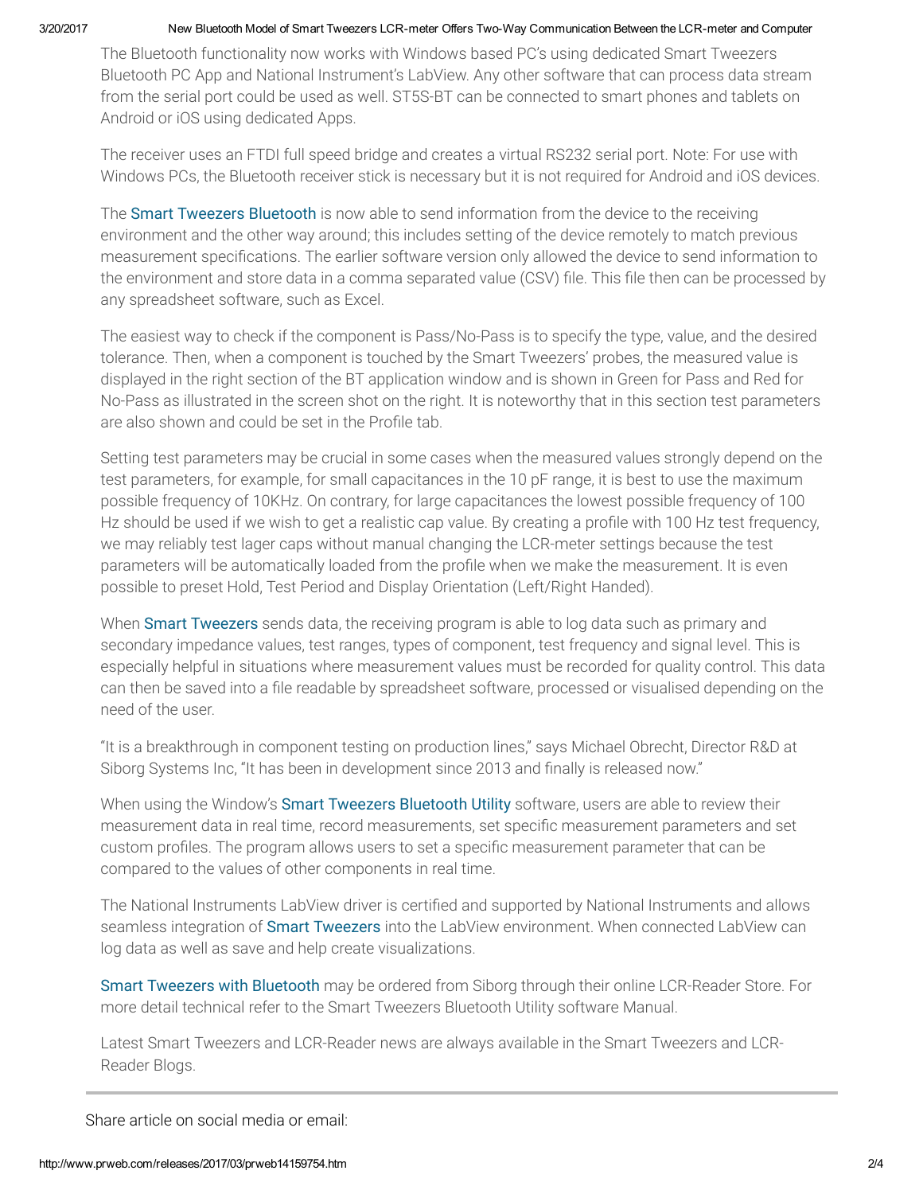The Bluetooth functionality now works with Windows based PC's using dedicated Smart Tweezers Bluetooth PC App and National Instrument's LabView. Any other software that can process data stream from the serial port could be used as well. ST5S-BT can be connected to smart phones and tablets on Android or iOS using dedicated Apps.

The receiver uses an FTDI full speed bridge and creates a virtual RS232 serial port. Note: For use with Windows PCs, the Bluetooth receiver stick is necessary but it is not required for Android and iOS devices.

The Smart Tweezers Bluetooth is now able to send information from the device to the receiving environment and the other way around; this includes setting of the device remotely to match previous measurement specifications. The earlier software version only allowed the device to send information to the environment and store data in a comma separated value (CSV) file. This file then can be processed by any spreadsheet software, such as Excel.

The easiest way to check if the component is Pass/No-Pass is to specify the type, value, and the desired tolerance. Then, when a component is touched by the Smart Tweezers' probes, the measured value is displayed in the right section of the BT application window and is shown in Green for Pass and Red for No-Pass as illustrated in the screen shot on the right. It is noteworthy that in this section test parameters are also shown and could be set in the Profile tab.

Setting test parameters may be crucial in some cases when the measured values strongly depend on the test parameters, for example, for small capacitances in the 10 pF range, it is best to use the maximum possible frequency of 10KHz. On contrary, for large capacitances the lowest possible frequency of 100 Hz should be used if we wish to get a realistic cap value. By creating a profile with 100 Hz test frequency, we may reliably test lager caps without manual changing the LCR-meter settings because the test parameters will be automatically loaded from the profile when we make the measurement. It is even possible to preset Hold, Test Period and Display Orientation (Left/Right Handed).

When Smart Tweezers sends data, the receiving program is able to log data such as primary and secondary impedance values, test ranges, types of component, test frequency and signal level. This is especially helpful in situations where measurement values must be recorded for quality control. This data can then be saved into a file readable by spreadsheet software, processed or visualised depending on the need of the user.

"It is a breakthrough in component testing on production lines," says Michael Obrecht, Director R&D at Siborg Systems Inc, "It has been in development since 2013 and finally is released now."

When using the Window's Smart Tweezers Bluetooth Utility software, users are able to review their measurement data in real time, record measurements, set specific measurement parameters and set custom profiles. The program allows users to set a specific measurement parameter that can be compared to the values of other components in real time.

The National Instruments LabView driver is certified and supported by National Instruments and allows seamless integration of Smart Tweezers into the LabView environment. When connected LabView can log data as well as save and help create visualizations.

Smart Tweezers with Bluetooth may be ordered from Siborg through their online LCR-Reader Store. For more detail technical refer to the Smart Tweezers Bluetooth Utility software Manual.

Latest Smart Tweezers and LCR-Reader news are always available in the Smart Tweezers and LCR-Reader Blogs.

---

Share article on social media or email: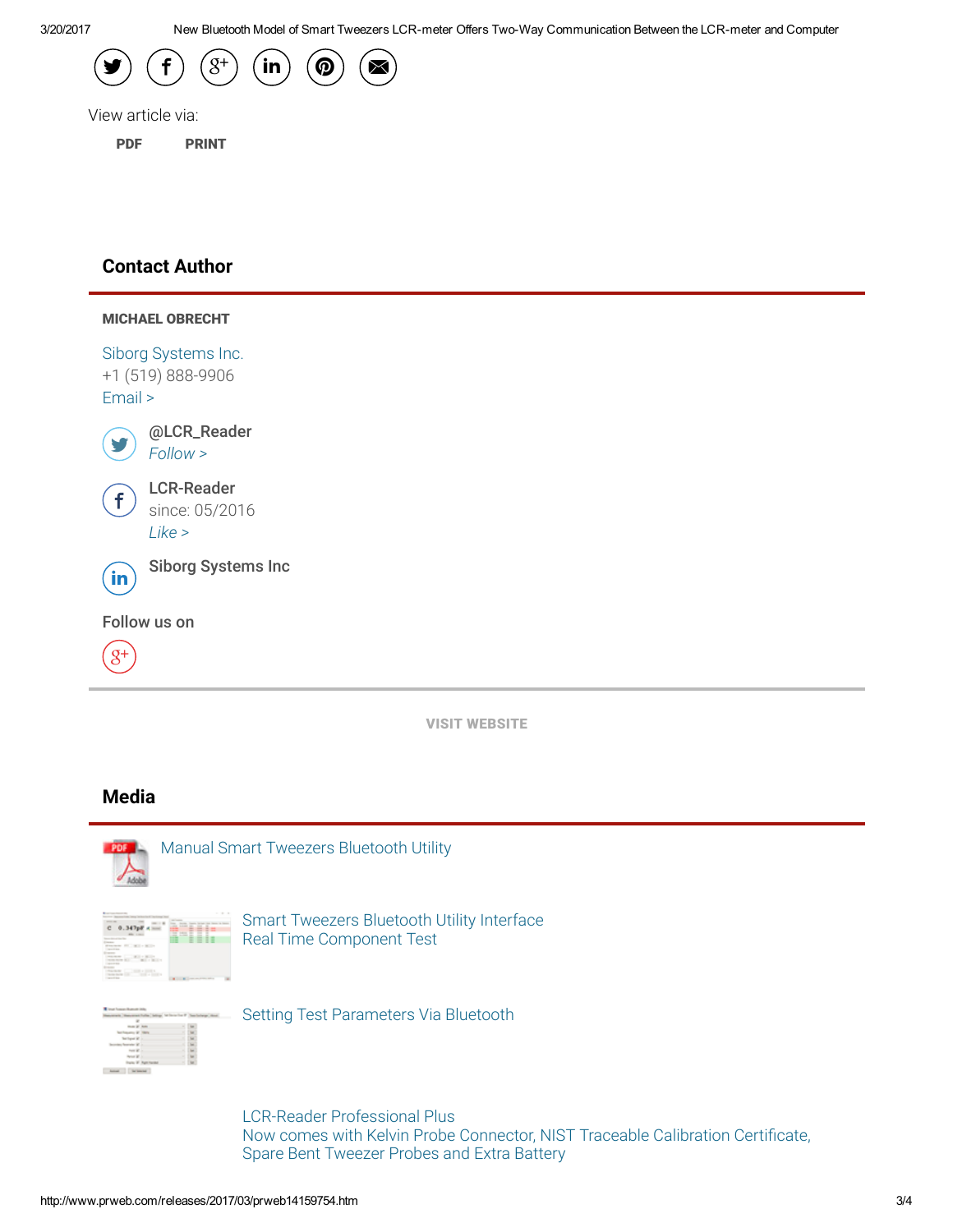View article via:

PDF PRINT

## Contact Author

**MICHAEL OBRECHT**

Siborg Systems Inc.
+1 (519) 888-9906
Email >

@LCR_Reader
*Follow >*

LCR-Reader
since: 05/2016
*Like >*

Siborg Systems Inc

Follow us on

VISIT WEBSITE

## Media

Manual Smart Tweezers Bluetooth Utility

Smart Tweezers Bluetooth Utility Interface
Real Time Component Test

Setting Test Parameters Via Bluetooth

LCR-Reader Professional Plus
Now comes with Kelvin Probe Connector, NIST Traceable Calibration Certificate, Spare Bent Tweezer Probes and Extra Battery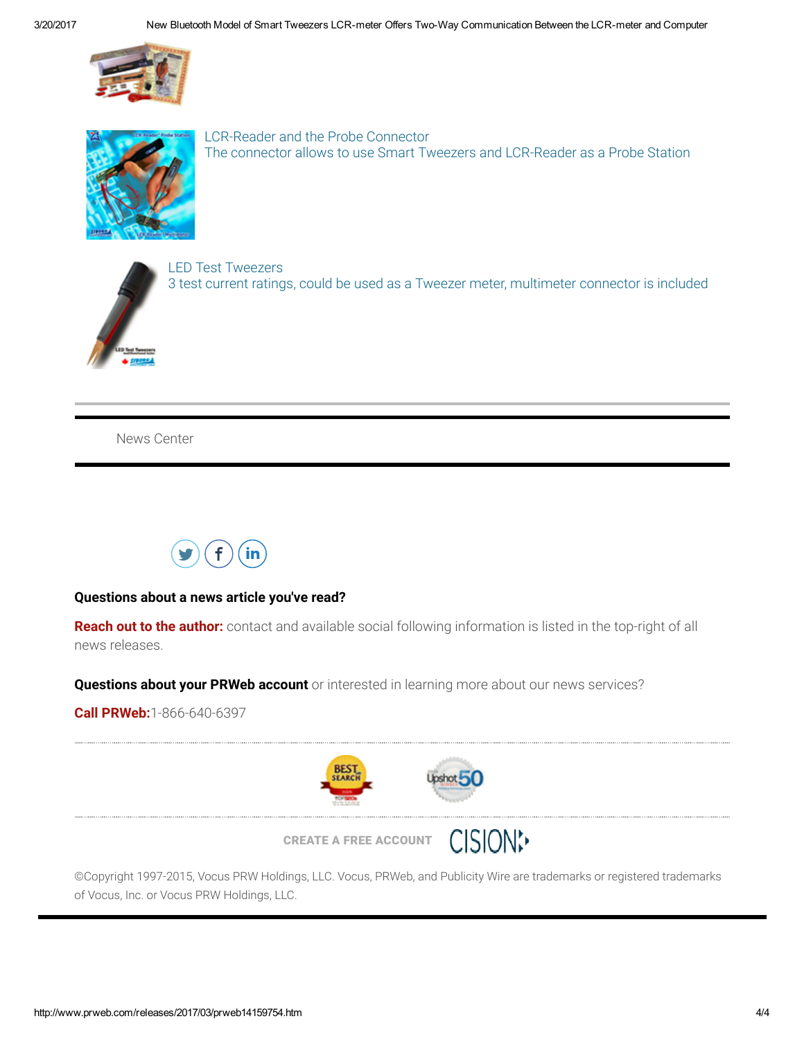LCR-Reader and the Probe Connector
The connector allows to use Smart Tweezers and LCR-Reader as a Probe Station

LED Test Tweezers
3 test current ratings, could be used as a Tweezer meter, multimeter connector is included

News Center

**Questions about a news article you've read?**

**Reach out to the author:** contact and available social following information is listed in the top-right of all news releases.

**Questions about your PRWeb account** or interested in learning more about our news services?

**Call PRWeb:**1-866-640-6397

CREATE A FREE ACCOUNT

©Copyright 1997-2015, Vocus PRW Holdings, LLC. Vocus, PRWeb, and Publicity Wire are trademarks or registered trademarks of Vocus, Inc. or Vocus PRW Holdings, LLC.